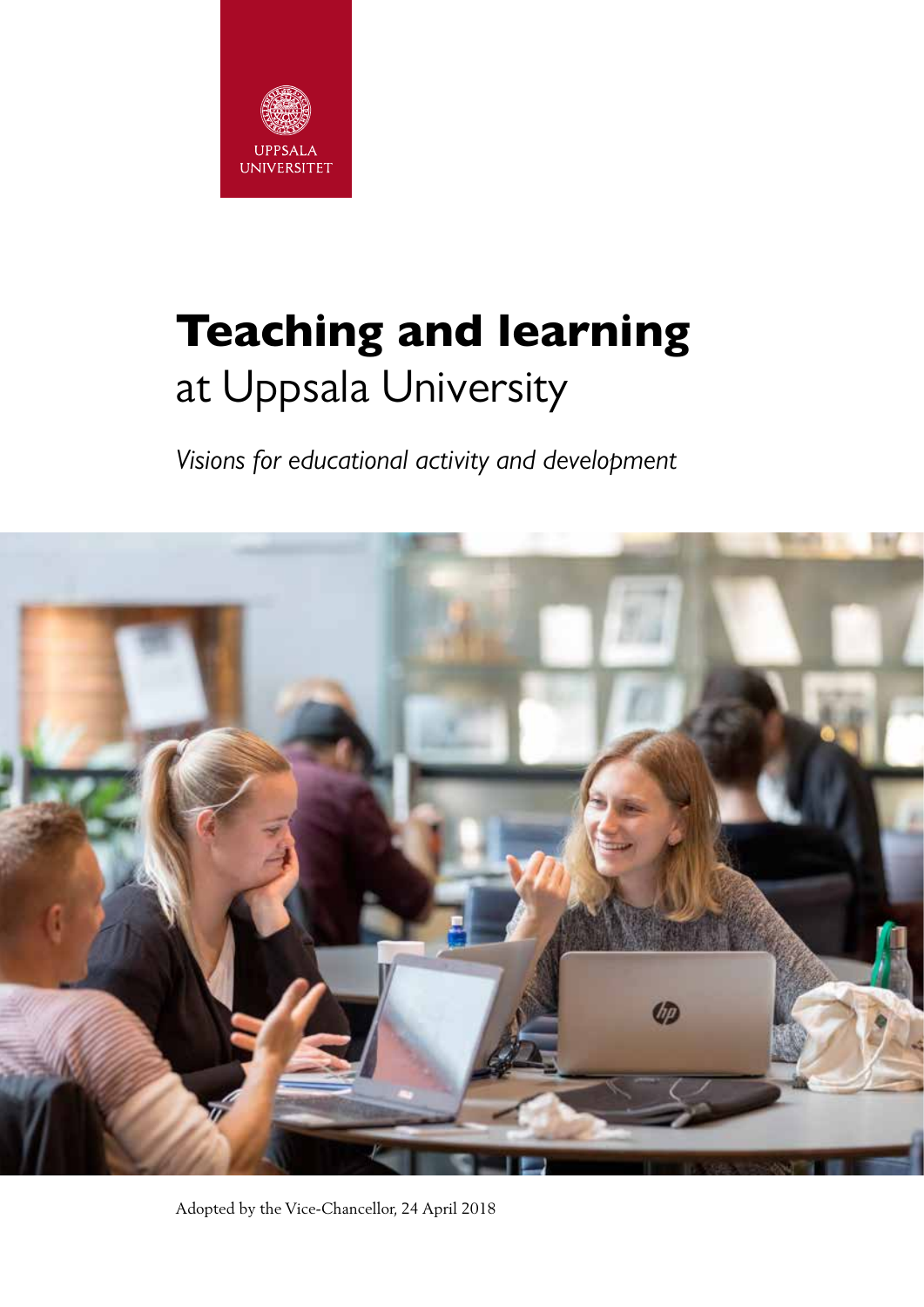UPPSALA UNIVERSITET

# Teaching and learning
## at Uppsala University

*Visions for educational activity and development*

Adopted by the Vice-Chancellor, 24 April 2018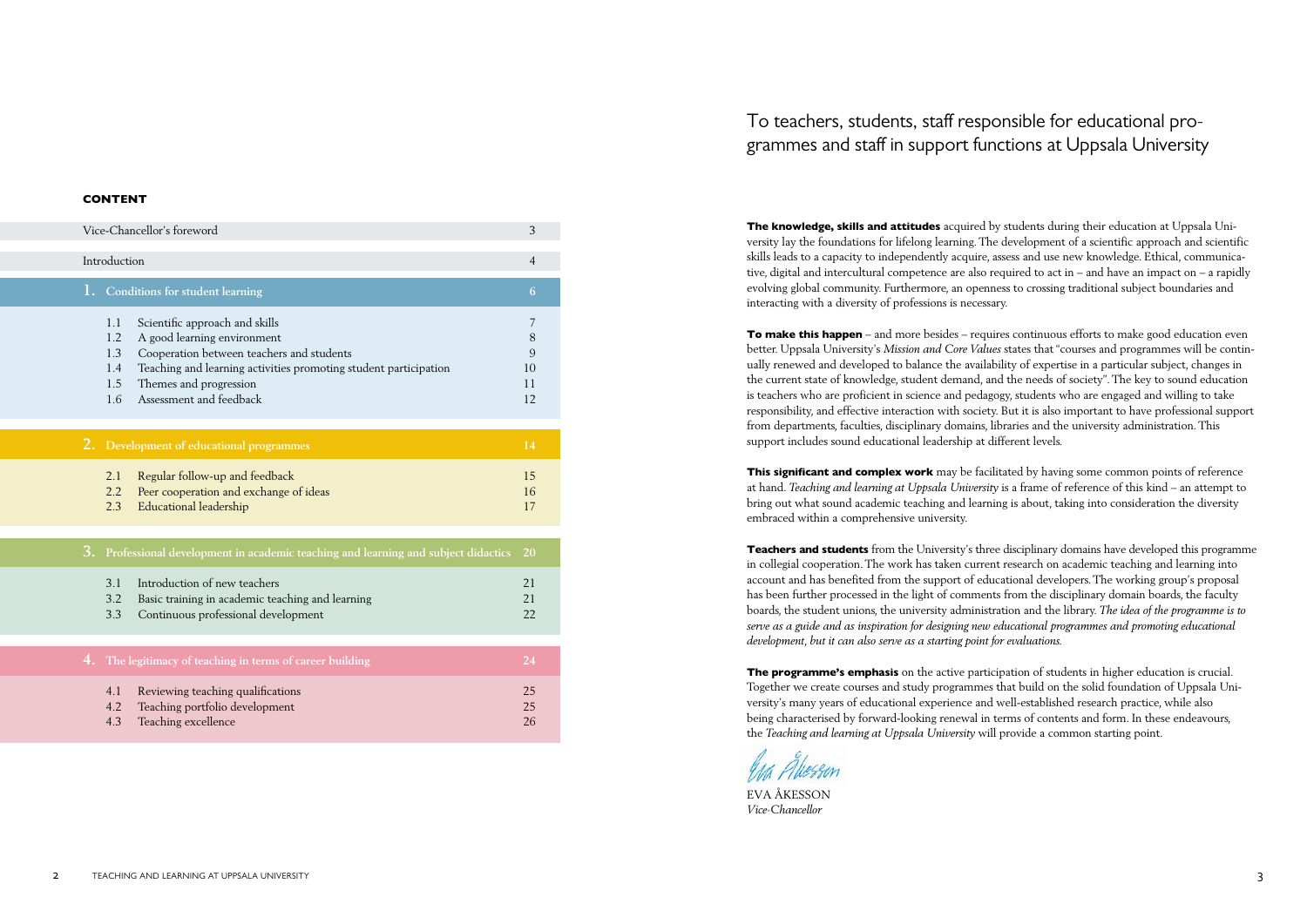## CONTENT

| | | |
|---|---|---|
| Vice-Chancellor's foreword | | 3 |
| Introduction | | 4 |
| **1.** | **Conditions for student learning** | **6** |
| 1.1 | Scientific approach and skills | 7 |
| 1.2 | A good learning environment | 8 |
| 1.3 | Cooperation between teachers and students | 9 |
| 1.4 | Teaching and learning activities promoting student participation | 10 |
| 1.5 | Themes and progression | 11 |
| 1.6 | Assessment and feedback | 12 |
| **2.** | **Development of educational programmes** | **14** |
| 2.1 | Regular follow-up and feedback | 15 |
| 2.2 | Peer cooperation and exchange of ideas | 16 |
| 2.3 | Educational leadership | 17 |
| **3.** | **Professional development in academic teaching and learning and subject didactics** | **20** |
| 3.1 | Introduction of new teachers | 21 |
| 3.2 | Basic training in academic teaching and learning | 21 |
| 3.3 | Continuous professional development | 22 |
| **4.** | **The legitimacy of teaching in terms of career building** | **24** |
| 4.1 | Reviewing teaching qualifications | 25 |
| 4.2 | Teaching portfolio development | 25 |
| 4.3 | Teaching excellence | 26 |

# To teachers, students, staff responsible for educational programmes and staff in support functions at Uppsala University

**The knowledge, skills and attitudes** acquired by students during their education at Uppsala University lay the foundations for lifelong learning. The development of a scientific approach and scientific skills leads to a capacity to independently acquire, assess and use new knowledge. Ethical, communicative, digital and intercultural competence are also required to act in – and have an impact on – a rapidly evolving global community. Furthermore, an openness to crossing traditional subject boundaries and interacting with a diversity of professions is necessary.

**To make this happen** – and more besides – requires continuous efforts to make good education even better. Uppsala University's *Mission and Core Values* states that "courses and programmes will be continually renewed and developed to balance the availability of expertise in a particular subject, changes in the current state of knowledge, student demand, and the needs of society". The key to sound education is teachers who are proficient in science and pedagogy, students who are engaged and willing to take responsibility, and effective interaction with society. But it is also important to have professional support from departments, faculties, disciplinary domains, libraries and the university administration. This support includes sound educational leadership at different levels.

**This significant and complex work** may be facilitated by having some common points of reference at hand. *Teaching and learning at Uppsala University* is a frame of reference of this kind – an attempt to bring out what sound academic teaching and learning is about, taking into consideration the diversity embraced within a comprehensive university.

**Teachers and students** from the University's three disciplinary domains have developed this programme in collegial cooperation. The work has taken current research on academic teaching and learning into account and has benefited from the support of educational developers. The working group's proposal has been further processed in the light of comments from the disciplinary domain boards, the faculty boards, the student unions, the university administration and the library. *The idea of the programme is to serve as a guide and as inspiration for designing new educational programmes and promoting educational development, but it can also serve as a starting point for evaluations.*

**The programme's emphasis** on the active participation of students in higher education is crucial. Together we create courses and study programmes that build on the solid foundation of Uppsala University's many years of educational experience and well-established research practice, while also being characterised by forward-looking renewal in terms of contents and form. In these endeavours, the *Teaching and learning at Uppsala University* will provide a common starting point.

EVA ÅKESSON
*Vice-Chancellor*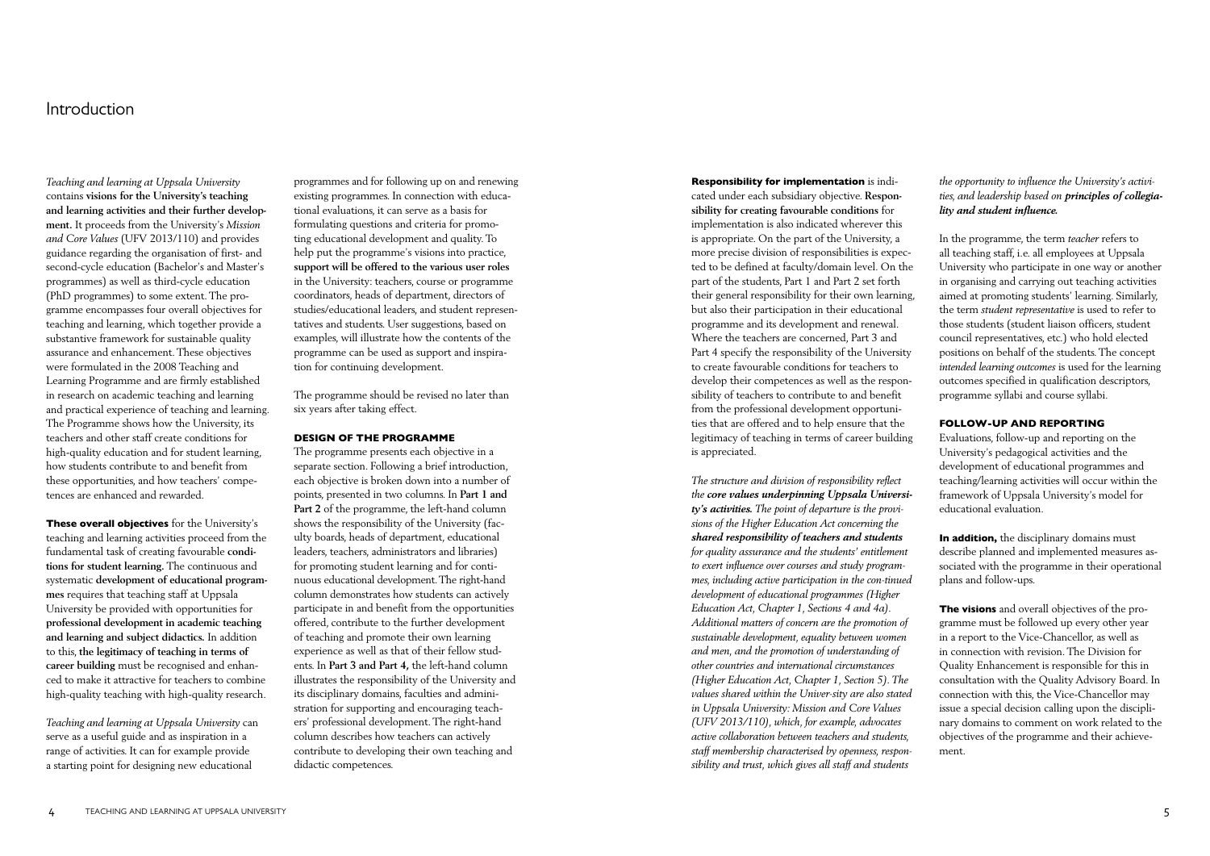# Introduction

*Teaching and learning at Uppsala University* contains **visions for the University's teaching and learning activities and their further development.** It proceeds from the University's *Mission and Core Values* (UFV 2013/110) and provides guidance regarding the organisation of first- and second-cycle education (Bachelor's and Master's programmes) as well as third-cycle education (PhD programmes) to some extent. The programme encompasses four overall objectives for teaching and learning, which together provide a substantive framework for sustainable quality assurance and enhancement. These objectives were formulated in the 2008 Teaching and Learning Programme and are firmly established in research on academic teaching and learning and practical experience of teaching and learning. The Programme shows how the University, its teachers and other staff create conditions for high-quality education and for student learning, how students contribute to and benefit from these opportunities, and how teachers' competences are enhanced and rewarded.

**These overall objectives** for the University's teaching and learning activities proceed from the fundamental task of creating favourable **conditions for student learning.** The continuous and systematic **development of educational programmes** requires that teaching staff at Uppsala University be provided with opportunities for **professional development in academic teaching and learning and subject didactics.** In addition to this, **the legitimacy of teaching in terms of career building** must be recognised and enhanced to make it attractive for teachers to combine high-quality teaching with high-quality research.

*Teaching and learning at Uppsala University* can serve as a useful guide and as inspiration in a range of activities. It can for example provide a starting point for designing new educational programmes and for following up on and renewing existing programmes. In connection with educational evaluations, it can serve as a basis for formulating questions and criteria for promoting educational development and quality. To help put the programme's visions into practice, **support will be offered to the various user roles** in the University: teachers, course or programme coordinators, heads of department, directors of studies/educational leaders, and student representatives and students. User suggestions, based on examples, will illustrate how the contents of the programme can be used as support and inspiration for continuing development.

The programme should be revised no later than six years after taking effect.

## DESIGN OF THE PROGRAMME

The programme presents each objective in a separate section. Following a brief introduction, each objective is broken down into a number of points, presented in two columns. In **Part 1 and Part 2** of the programme, the left-hand column shows the responsibility of the University (faculty boards, heads of department, educational leaders, teachers, administrators and libraries) for promoting student learning and for continuous educational development. The right-hand column demonstrates how students can actively participate in and benefit from the opportunities offered, contribute to the further development of teaching and learning experience as well as that of their fellow students. In **Part 3 and Part 4,** the left-hand column illustrates the responsibility of the University and its disciplinary domains, faculties and administration for supporting and promoting teachers' professional development. The right-hand column describes how teachers can actively contribute to developing their own teaching and didactic competences.

**Responsibility for implementation** is indicated under each subsidiary objective. **Responsibility for creating favourable conditions** for implementation is also indicated wherever this is appropriate. On the part of the University, a more precise division of responsibilities is expected to be defined at faculty/domain level. On the part of the students, Part 1 and Part 2 set forth their general responsibility for their own learning, but also their participation in their educational programme and its development and renewal. Where the teachers are concerned, Part 3 and Part 4 specify the responsibility of the University to create favourable conditions for teachers to develop their competences as well as the responsibility of teachers to contribute to and benefit from the professional development opportunities that are offered and to help ensure that the legitimacy of teaching in terms of career building is appreciated.

*The structure and division of responsibility reflect the **core values underpinning Uppsala University's activities.** The point of departure is the provisions of the Higher Education Act concerning the **shared responsibility of teachers and students** for quality assurance and the students' entitlement to exert influence over courses and study programmes, including active participation in the con-tinued development of educational programmes (Higher Education Act, Chapter 1, Sections 4 and 4a). Additional matters of concern are the promotion of sustainable development, equality between women and men, and the promotion of understanding of other countries and international circumstances (Higher Education Act, Chapter 1, Section 5). The values shared within the Univer-sity are also stated in Uppsala University: Mission and Core Values (UFV 2013/110), which, for example, advocates active collaboration between teachers and students, staff membership characterised by openness, responsibility and trust, which gives all staff and students the opportunity to influence the University's activities, and leadership based on **principles of collegiality and student influence.***

In the programme, the term *teacher* refers to all teaching staff, i.e. all employees at Uppsala University who participate in one way or another in organising and carrying out teaching activities aimed at promoting students' learning. Similarly, the term *student representative* is used to refer to those students (student liaison officers, student council representatives, etc.) who hold elected positions on behalf of the students. The concept *intended learning outcomes* is used for the learning outcomes specified in qualification descriptors, programme syllabi and course syllabi.

## FOLLOW-UP AND REPORTING

Evaluations, follow-up and reporting on the University's pedagogical activities and the development of educational programmes and teaching/learning activities will occur within the framework of Uppsala University's model for educational evaluation.

**In addition,** the disciplinary domains must describe planned and implemented measures associated with the programme in their operational plans and follow-ups.

**The visions** and overall objectives of the programme must be followed up every other year in a report to the Vice-Chancellor, as well as in connection with revision. The Division for Quality Enhancement is responsible for this in consultation with the Quality Advisory Board. In connection with this, the Vice-Chancellor may issue a special decision calling upon the disciplinary domains to comment on work related to the objectives of the programme and their achievement.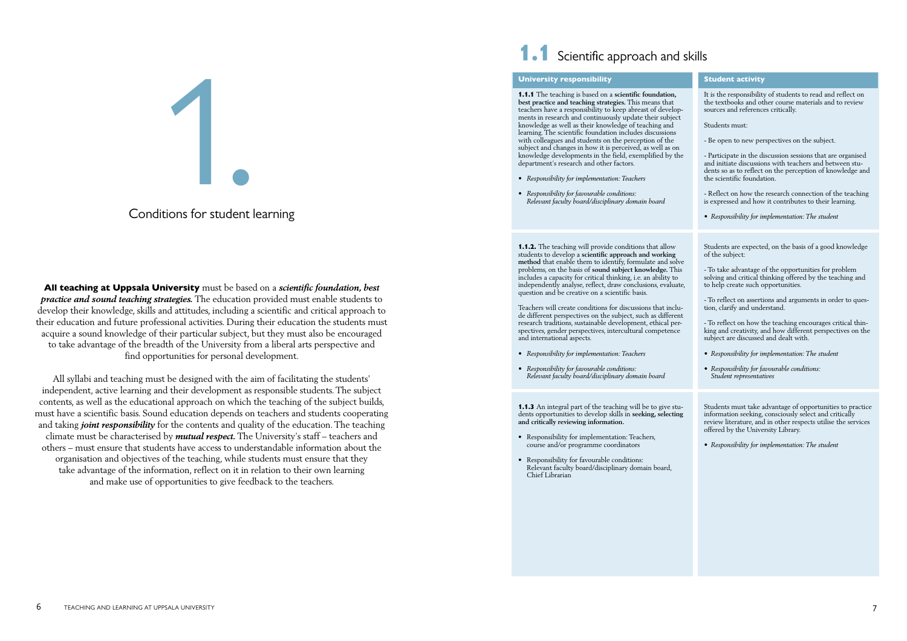# 1.

## Conditions for student learning

**All teaching at Uppsala University** must be based on a ***scientific foundation, best practice and sound teaching strategies.*** The education provided must enable students to develop their knowledge, skills and attitudes, including a scientific and critical approach to their education and future professional activities. During their education the students must acquire a sound knowledge of their particular subject, but they must also be encouraged to take advantage of the breadth of the University from a liberal arts perspective and find opportunities for personal development.

All syllabi and teaching must be designed with the aim of facilitating the students' independent, active learning and their development as responsible students. The subject contents, as well as the educational approach on which the teaching of the subject builds, must have a scientific basis. Sound education depends on teachers and students cooperating and taking ***joint responsibility*** for the contents and quality of the education. The teaching climate must be characterised by ***mutual respect.*** The University's staff – teachers and others – must ensure that students have access to understandable information about the organisation and objectives of the teaching, while students must ensure that they take advantage of the information, reflect on it in relation to their own learning and make use of opportunities to give feedback to the teachers.

## 1.1 Scientific approach and skills

| University responsibility | Student activity |
| --- | --- |
| **1.1.1** The teaching is based on a **scientific foundation, best practice and teaching strategies.** This means that teachers have a responsibility to keep abreast of developments in research and continuously update their subject knowledge as well as their knowledge of teaching and learning. The scientific foundation includes discussions with colleagues and students on the perception of the subject and changes in how it is perceived, as well as on knowledge developments in the field, exemplified by the department's research and other factors.<br><br>• *Responsibility for implementation: Teachers*<br><br>• *Responsibility for favourable conditions: Relevant faculty board/disciplinary domain board* | It is the responsibility of students to read and reflect on the textbooks and other course materials and to review sources and references critically.<br><br>Students must:<br><br>- Be open to new perspectives on the subject.<br><br>- Participate in the discussion sessions that are organised and initiate discussions with teachers and between students so as to reflect on the perception of knowledge and the scientific foundation.<br><br>- Reflect on how the research connection of the teaching is expressed and how it contributes to their learning.<br><br>• *Responsibility for implementation: The student* |
| **1.1.2.** The teaching will provide conditions that allow students to develop a **scientific approach and working method** that enable them to identify, formulate and solve problems, on the basis of **sound subject knowledge.** This includes a capacity for critical thinking, i.e. an ability to independently analyse, reflect, draw conclusions, evaluate, question and be creative on a scientific basis.<br><br>Teachers will create conditions for discussions that include different perspectives on the subject, such as different research traditions, sustainable development, ethical perspectives, gender perspectives, intercultural competence and international aspects.<br><br>• *Responsibility for implementation: Teachers*<br><br>• *Responsibility for favourable conditions: Relevant faculty board/disciplinary domain board* | Students are expected, on the basis of a good knowledge of the subject:<br><br>- To take advantage of the opportunities for problem solving and critical thinking offered by the teaching and to help create such opportunities.<br><br>- To reflect on assertions and arguments in order to question, clarify and understand.<br><br>- To reflect on how the teaching encourages critical thinking and creativity, and how different perspectives on the subject are discussed and dealt with.<br><br>• *Responsibility for implementation: The student*<br><br>• *Responsibility for favourable conditions: Student representatives* |
| **1.1.3** An integral part of the teaching will be to give students opportunities to develop skills in **seeking, selecting and critically reviewing information.**<br><br>• Responsibility for implementation: Teachers, course and/or programme coordinators<br><br>• Responsibility for favourable conditions: Relevant faculty board/disciplinary domain board, Chief Librarian | Students must take advantage of opportunities to practice information seeking, consciously select and critically review literature, and in other respects utilise the services offered by the University Library.<br><br>• *Responsibility for implementation: The student* |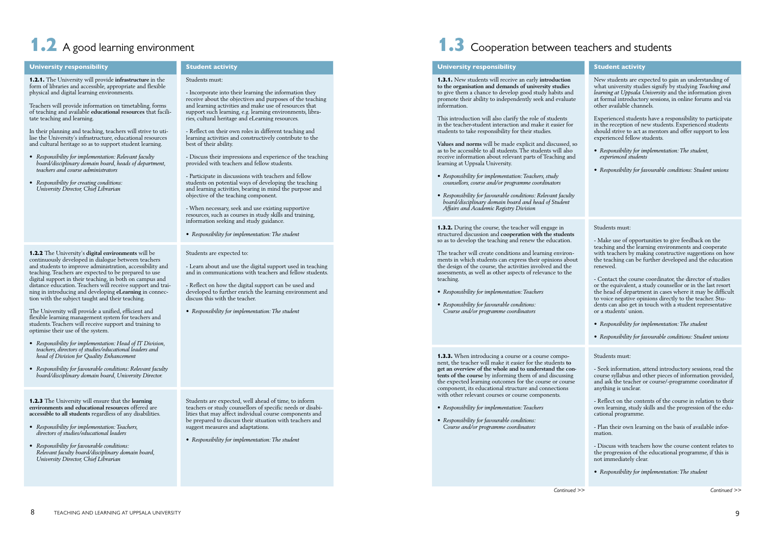# 1.2 A good learning environment

| University responsibility | Student activity |
| --- | --- |
| **1.2.1.** The University will provide **infrastructure** in the form of libraries and accessible, appropriate and flexible physical and digital learning environments.<br><br>Teachers will provide information on timetabling, forms of teaching and available **educational resources** that facilitate teaching and learning.<br><br>In their planning and teaching, teachers will strive to utilise the University's infrastructure, educational resources and cultural heritage so as to support student learning.<br><br>• *Responsibility for implementation: Relevant faculty board/disciplinary domain board, heads of department, teachers and course administrators*<br><br>• *Responsibility for creating conditions: University Director, Chief Librarian* | Students must:<br><br>- Incorporate into their learning the information they receive about the objectives and purposes of the teaching and learning activities and make use of resources that support such learning, e.g. learning environments, libraries, cultural heritage and eLearning resources.<br><br>- Reflect on their own roles in different teaching and learning activities and constructively contribute to the best of their ability.<br><br>- Discuss their impressions and experience of the teaching provided with teachers and fellow students.<br><br>- Participate in discussions with teachers and fellow students on potential ways of developing the teaching and learning activities, bearing in mind the purpose and objective of the teaching component.<br><br>- When necessary, seek and use existing supportive resources, such as courses in study skills and training, information seeking and study guidance.<br><br>• *Responsibility for implementation: The student* |
| **1.2.2** The University's **digital environments** will be continuously developed in dialogue between teachers and students to improve administration, accessibility and teaching. Teachers are expected to be prepared to use digital support in their teaching, in both on campus and distance education. Teachers will receive support and training in introducing and developing **eLearning** in connection with the subject taught and their teaching.<br><br>The University will provide a unified, efficient and flexible learning management system for teachers and students. Teachers will receive support and training to optimise their use of the system.<br><br>• *Responsibility for implementation: Head of IT Division, teachers, directors of studies/educational leaders and head of Division for Quality Enhancement*<br><br>• *Responsibility for favourable conditions: Relevant faculty board/disciplinary domain board, University Director.* | Students are expected to:<br><br>- Learn about and use the digital support used in teaching and in communications with teachers and fellow students.<br><br>- Reflect on how the digital support can be used and developed to further enrich the learning environment and discuss this with the teacher.<br><br>• *Responsibility for implementation: The student* |
| **1.2.3** The University will ensure that the **learning environments and educational resources** offered are **accessible to all students** regardless of any disabilities.<br><br>• *Responsibility for implementation: Teachers, directors of studies/educational leaders*<br><br>• *Responsibility for favourable conditions: Relevant faculty board/disciplinary domain board, University Director, Chief Librarian* | Students are expected, well ahead of time, to inform teachers or study counsellors of specific needs or disabilities that may affect individual course components and be prepared to discuss their situation with teachers and suggest measures and adaptations.<br><br>• *Responsibility for implementation: The student* |

# 1.3 Cooperation between teachers and students

| University responsibility | Student activity |
| --- | --- |
| **1.3.1.** New students will receive an early **introduction to the organisation and demands of university studies** to give them a chance to develop good study habits and promote their ability to independently seek and evaluate information.<br><br>This introduction will also clarify the role of students in the teacher-student interaction and make it easier for students to take responsibility for their studies.<br><br>**Values and norms** will be made explicit and discussed, so as to be accessible to all students. The students will also receive information about relevant parts of Teaching and learning at Uppsala University.<br><br>• *Responsibility for implementation: Teachers, study counsellors, course and/or programme coordinators*<br><br>• *Responsibility for favourable conditions: Relevant faculty board/disciplinary domain board and head of Student Affairs and Academic Registry Division* | New students are expected to gain an understanding of what university studies signify by studying *Teaching and learning at Uppsala University* and the information given at formal introductory sessions, in online forums and via other available channels.<br><br>Experienced students have a responsibility to participate in the reception of new students. Experienced students should strive to act as mentors and offer support to less experienced fellow students.<br><br>• *Responsibility for implementation: The student, experienced students*<br><br>• *Responsibility for favourable conditions: Student unions* |
| **1.3.2.** During the course, the teacher will engage in structured discussion and **cooperation with the students** so as to develop the teaching and renew the education.<br><br>The teacher will create conditions and learning environments in which students can express their opinions about the design of the course, the activities involved and the assessments, as well as other aspects of relevance to the teaching.<br><br>• *Responsibility for implementation: Teachers*<br><br>• *Responsibility for favourable conditions: Course and/or programme coordinators* | Students must:<br><br>- Make use of opportunities to give feedback on the teaching and the learning environments and cooperate with teachers by making constructive suggestions on how the teaching can be further developed and the education renewed.<br><br>- Contact the course coordinator, the director of studies or the equivalent, a study counsellor or in the last resort the head of department in cases where it may be difficult to voice negative opinions directly to the teacher. Students can also get in touch with a student representative or a students' union.<br><br>• *Responsibility for implementation: The student*<br><br>• *Responsibility for favourable conditions: Student unions* |
| **1.3.3.** When introducing a course or a course component, the teacher will make it easier for the students **to get an overview of the whole and to understand the contents of the course** by informing them of and discussing the expected learning outcomes for the course or course component, its educational structure and connections with other relevant courses or course components.<br><br>• *Responsibility for implementation: Teachers*<br><br>• *Responsibility for favourable conditions: Course and/or programme coordinators* | Students must:<br><br>- Seek information, attend introductory sessions, read the course syllabus and other pieces of information provided, and ask the teacher or course/-programme coordinator if anything is unclear.<br><br>- Reflect on the contents of the course in relation to their own learning, study skills and the progression of the educational programme.<br><br>- Plan their own learning on the basis of available information.<br><br>- Discuss with teachers how the course content relates to the progression of the educational programme, if this is not immediately clear.<br><br>• *Responsibility for implementation: The student* |

*Continued >>*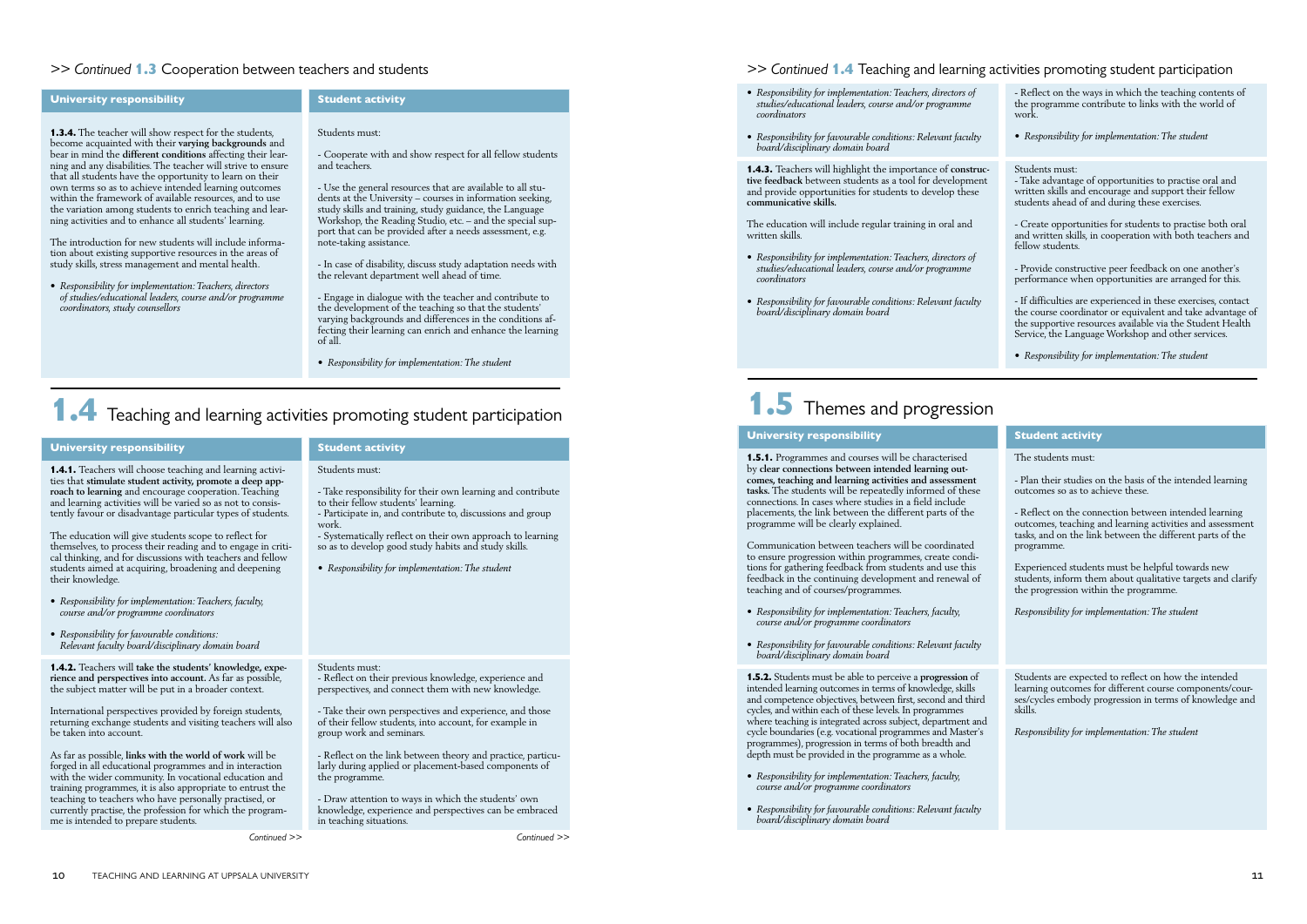>> *Continued* **1.3** Cooperation between teachers and students

| University responsibility | Student activity |
|---|---|
| **1.3.4.** The teacher will show respect for the students, become acquainted with their **varying backgrounds** and bear in mind the **different conditions** affecting their learning and any disabilities. The teacher will strive to ensure that all students have the opportunity to learn on their own terms so as to achieve intended learning outcomes within the framework of available resources, and to use the variation among students to enrich teaching and learning activities and to enhance all students' learning.<br><br>The introduction for new students will include information about existing supportive resources in the areas of study skills, stress management and mental health.<br><br>• *Responsibility for implementation: Teachers, directors of studies/educational leaders, course and/or programme coordinators, study counsellors* | Students must:<br><br>- Cooperate with and show respect for all fellow students and teachers.<br><br>- Use the general resources that are available to all students at the University – courses in information seeking, study skills and training, study guidance, the Language Workshop, the Reading Studio, etc. – and the special support that can be provided after a needs assessment, e.g. note-taking assistance.<br><br>- In case of disability, discuss study adaptation needs with the relevant department well ahead of time.<br><br>- Engage in dialogue with the teacher and contribute to the development of the teaching so that the students' varying backgrounds and differences in the conditions affecting their learning can enrich and enhance the learning of all.<br><br>• *Responsibility for implementation: The student* |

# 1.4 Teaching and learning activities promoting student participation

| University responsibility | Student activity |
|---|---|
| **1.4.1.** Teachers will choose teaching and learning activities that **stimulate student activity, promote a deep approach to learning** and encourage cooperation. Teaching and learning activities will be varied so as not to consistently favour or disadvantage particular types of students.<br><br>The education will give students scope to reflect for themselves, to process their reading and to engage in critical thinking, and for discussions with teachers and fellow students aimed at acquiring, broadening and deepening their knowledge.<br><br>• *Responsibility for implementation: Teachers, faculty, course and/or programme coordinators*<br><br>• *Responsibility for favourable conditions: Relevant faculty board/disciplinary domain board* | Students must:<br><br>- Take responsibility for their own learning and contribute to their fellow students' learning.<br>- Participate in, and contribute to, discussions and group work.<br>- Systematically reflect on their own approach to learning so as to develop good study habits and study skills.<br><br>• *Responsibility for implementation: The student* |
| **1.4.2.** Teachers will **take the students' knowledge, experience and perspectives into account.** As far as possible, the subject matter will be put in a broader context.<br><br>International perspectives provided by foreign students, returning exchange students and visiting teachers will also be taken into account.<br><br>As far as possible, **links with the world of work** will be forged in all educational programmes and in interaction with the wider community. In vocational education and training programmes, it is also appropriate to entrust the teaching to teachers who have personally practised, or currently practise, the profession for which the programme is intended to prepare students.<br><br>• *Responsibility for implementation: Teachers, directors of studies/educational leaders, course and/or programme coordinators*<br><br>• *Responsibility for favourable conditions: Relevant faculty board/disciplinary domain board* | Students must:<br>- Reflect on their previous knowledge, experience and perspectives, and connect them with new knowledge.<br><br>- Take their own perspectives and experience, and those of their fellow students, into account, for example in group work and seminars.<br><br>- Reflect on the link between theory and practice, particularly during applied or placement-based components of the programme.<br><br>- Draw attention to ways in which the students' own knowledge, experience and perspectives can be embraced in teaching situations.<br><br>- Reflect on the ways in which the teaching contents of the programme contribute to links with the world of work.<br><br>• *Responsibility for implementation: The student* |
| **1.4.3.** Teachers will highlight the importance of **constructive feedback** between students as a tool for development and provide opportunities for students to develop these **communicative skills.**<br><br>The education will include regular training in oral and written skills.<br><br>• *Responsibility for implementation: Teachers, directors of studies/educational leaders, course and/or programme coordinators*<br><br>• *Responsibility for favourable conditions: Relevant faculty board/disciplinary domain board* | Students must:<br>- Take advantage of opportunities to practise oral and written skills and encourage and support their fellow students ahead of and during these exercises.<br><br>- Create opportunities for students to practise both oral and written skills, in cooperation with both teachers and fellow students.<br><br>- Provide constructive peer feedback on one another's performance when opportunities are arranged for this.<br><br>- If difficulties are experienced in these exercises, contact the course coordinator or equivalent and take advantage of the supportive resources available via the Student Health Service, the Language Workshop and other services.<br><br>• *Responsibility for implementation: The student* |

# 1.5 Themes and progression

| University responsibility | Student activity |
|---|---|
| **1.5.1.** Programmes and courses will be characterised by **clear connections between intended learning outcomes, teaching and learning activities and assessment tasks.** The students will be repeatedly informed of these connections. In cases where studies in a field include placements, the link between the different parts of the programme will be clearly explained.<br><br>Communication between teachers will be coordinated to ensure progression within programmes, create conditions for gathering feedback from students and use this feedback in the continuing development and renewal of teaching and of courses/programmes.<br><br>• *Responsibility for implementation: Teachers, faculty, course and/or programme coordinators*<br><br>• *Responsibility for favourable conditions: Relevant faculty board/disciplinary domain board* | The students must:<br><br>- Plan their studies on the basis of the intended learning outcomes so as to achieve these.<br><br>- Reflect on the connection between intended learning outcomes, teaching and learning activities and assessment tasks, and on the link between the different parts of the programme.<br><br>Experienced students must be helpful towards new students, inform them about qualitative targets and clarify the progression within the programme.<br><br>*Responsibility for implementation: The student* |
| **1.5.2.** Students must be able to perceive a **progression** of intended learning outcomes in terms of knowledge, skills and competence objectives, between first, second and third cycles, and within each of these levels. In programmes where teaching is integrated across subject, department and cycle boundaries (e.g. vocational programmes and Master's programmes), progression in terms of both breadth and depth must be provided in the programme as a whole.<br><br>• *Responsibility for implementation: Teachers, faculty, course and/or programme coordinators*<br><br>• *Responsibility for favourable conditions: Relevant faculty board/disciplinary domain board* | Students are expected to reflect on how the intended learning outcomes for different course components/courses/cycles embody progression in terms of knowledge and skills.<br><br>*Responsibility for implementation: The student* |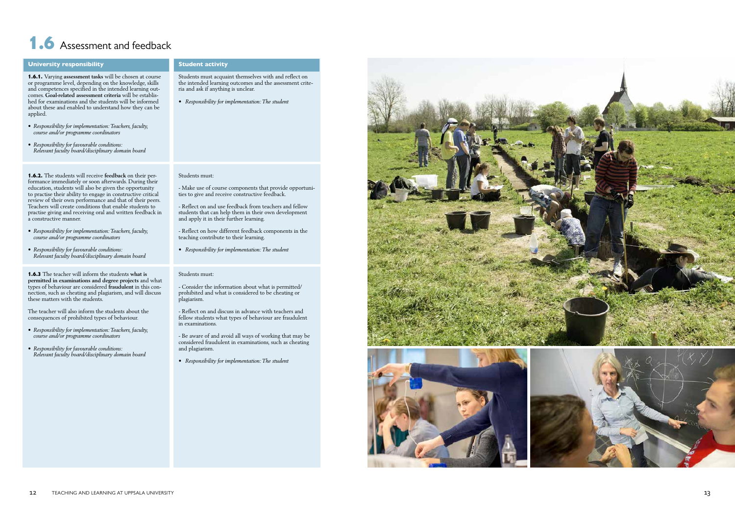# 1.6 Assessment and feedback

| University responsibility | Student activity |
| --- | --- |
| **1.6.1.** Varying **assessment tasks** will be chosen at course or programme level, depending on the knowledge, skills and competences specified in the intended learning outcomes. **Goal-related assessment criteria** will be established for examinations and the students will be informed about these and enabled to understand how they can be applied.<br><br>• *Responsibility for implementation: Teachers, faculty, course and/or programme coordinators*<br><br>• *Responsibility for favourable conditions: Relevant faculty board/disciplinary domain board* | Students must acquaint themselves with and reflect on the intended learning outcomes and the assessment criteria and ask if anything is unclear.<br><br>• *Responsibility for implementation: The student* |
| **1.6.2.** The students will receive **feedback** on their performance immediately or soon afterwards. During their education, students will also be given the opportunity to practise their ability to engage in constructive critical review of their own performance and that of their peers. Teachers will create conditions that enable students to practise giving and receiving oral and written feedback in a constructive manner.<br><br>• *Responsibility for implementation: Teachers, faculty, course and/or programme coordinators*<br><br>• *Responsibility for favourable conditions: Relevant faculty board/disciplinary domain board* | Students must:<br><br>- Make use of course components that provide opportunities to give and receive constructive feedback.<br><br>- Reflect on and use feedback from teachers and fellow students that can help them in their own development and apply it in their further learning.<br><br>- Reflect on how different feedback components in the teaching contribute to their learning.<br><br>• *Responsibility for implementation: The student* |
| **1.6.3** The teacher will inform the students **what is permitted in examinations and degree projects** and what types of behaviour are considered **fraudulent** in this connection, such as cheating and plagiarism, and will discuss these matters with the students.<br><br>The teacher will also inform the students about the consequences of prohibited types of behaviour.<br><br>• *Responsibility for implementation: Teachers, faculty, course and/or programme coordinators*<br><br>• *Responsibility for favourable conditions: Relevant faculty board/disciplinary domain board* | Students must:<br><br>- Consider the information about what is permitted/prohibited and what is considered to be cheating or plagiarism.<br><br>- Reflect on and discuss in advance with teachers and fellow students what types of behaviour are fraudulent in examinations.<br><br>- Be aware of and avoid all ways of working that may be considered fraudulent in examinations, such as cheating and plagiarism.<br><br>• *Responsibility for implementation: The student* |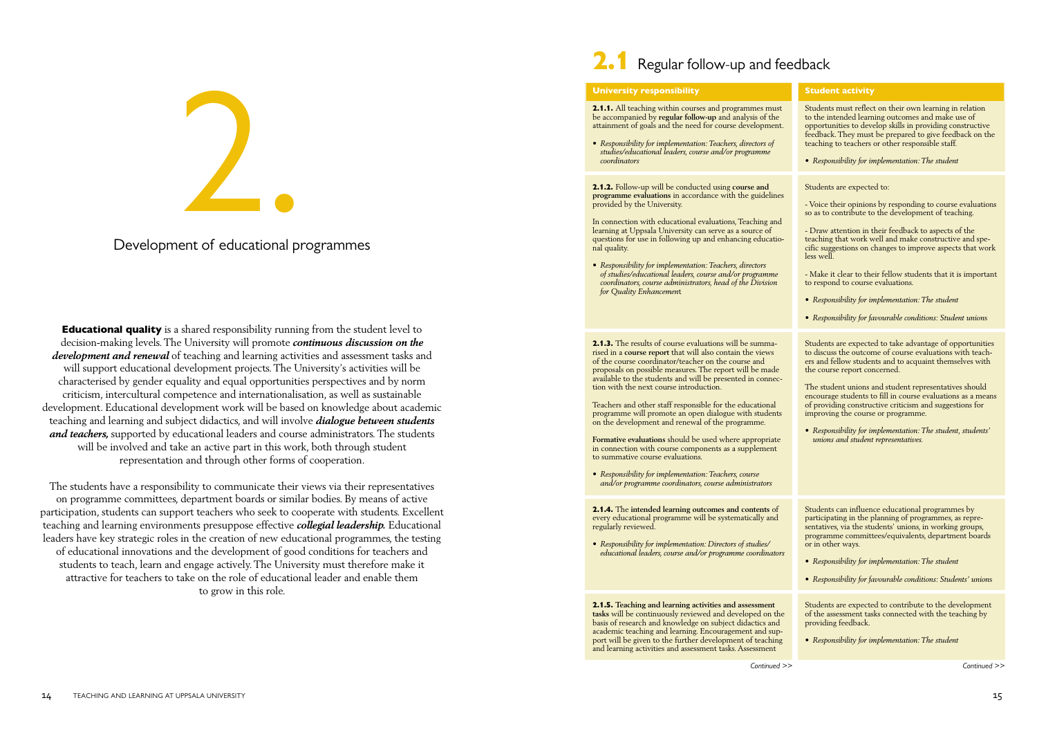# 2. Development of educational programmes

**Educational quality** is a shared responsibility running from the student level to decision-making levels. The University will promote ***continuous discussion on the development and renewal*** of teaching and learning activities and assessment tasks and will support educational development projects. The University's activities will be characterised by gender equality and equal opportunities perspectives and by norm criticism, intercultural competence and internationalisation, as well as sustainable development. Educational development work will be based on knowledge about academic teaching and learning and subject didactics, and will involve ***dialogue between students and teachers,*** supported by educational leaders and course administrators. The students will be involved and take an active part in this work, both through student representation and through other forms of cooperation.

The students have a responsibility to communicate their views via their representatives on programme committees, department boards or similar bodies. By means of active participation, students can support teachers who seek to cooperate with students. Excellent teaching and learning environments presuppose effective ***collegial leadership.*** Educational leaders have key strategic roles in the creation of new educational programmes, the testing of educational innovations and the development of good conditions for teachers and students to teach, learn and engage actively. The University must therefore make it attractive for teachers to take on the role of educational leader and enable them to grow in this role.

## 2.1 Regular follow-up and feedback

| University responsibility | Student activity |
|---|---|
| **2.1.1.** All teaching within courses and programmes must be accompanied by **regular follow-up** and analysis of the attainment of goals and the need for course development.<br><br>• *Responsibility for implementation: Teachers, directors of studies/educational leaders, course and/or programme coordinators* | Students must reflect on their own learning in relation to the intended learning outcomes and make use of opportunities to develop skills in providing constructive feedback. They must be prepared to give feedback on the teaching to teachers or other responsible staff.<br><br>• *Responsibility for implementation: The student* |
| **2.1.2.** Follow-up will be conducted using **course and programme evaluations** in accordance with the guidelines provided by the University.<br><br>In connection with educational evaluations, Teaching and learning at Uppsala University can serve as a source of questions for use in following up and enhancing educational quality.<br><br>• *Responsibility for implementation: Teachers, directors of studies/educational leaders, course and/or programme coordinators, course administrators, head of the Division for Quality Enhancement* | Students are expected to:<br><br>- Voice their opinions by responding to course evaluations so as to contribute to the development of teaching.<br><br>- Draw attention in their feedback to aspects of the teaching that work well and make constructive and specific suggestions on changes to improve aspects that work less well.<br><br>- Make it clear to their fellow students that it is important to respond to course evaluations.<br><br>• *Responsibility for implementation: The student*<br><br>• *Responsibility for favourable conditions: Student unions* |
| **2.1.3.** The results of course evaluations will be summarised in a **course report** that will also contain the views of the course coordinator/teacher on the course and proposals on possible measures. The report will be made available to the students and will be presented in connection with the next course introduction.<br><br>Teachers and other staff responsible for the educational programme will promote an open dialogue with students on the development and renewal of the programme.<br><br>**Formative evaluations** should be used where appropriate in connection with course components as a supplement to summative course evaluations.<br><br>• *Responsibility for implementation: Teachers, course and/or programme coordinators, course administrators* | Students are expected to take advantage of opportunities to discuss the outcome of course evaluations with teachers and fellow students and to acquaint themselves with the course report concerned.<br><br>The student unions and student representatives should encourage students to fill in course evaluations as a means of providing constructive criticism and suggestions for improving the course or programme.<br><br>• *Responsibility for implementation: The student, students' unions and student representatives.* |
| **2.1.4.** The **intended learning outcomes and contents** of every educational programme will be systematically and regularly reviewed.<br><br>• *Responsibility for implementation: Directors of studies/educational leaders, course and/or programme coordinators* | Students can influence educational programmes by participating in the planning of programmes, as representatives, via the students' unions, in working groups, programme committees/equivalents, department boards or in other ways.<br><br>• *Responsibility for implementation: The student*<br><br>• *Responsibility for favourable conditions: Students' unions* |
| **2.1.5. Teaching and learning activities and assessment tasks** will be continuously reviewed and developed on the basis of research and knowledge on subject didactics and academic teaching and learning. Encouragement and support will be given to the further development of teaching and learning activities and assessment tasks. Assessment | Students are expected to contribute to the development of the assessment tasks connected with the teaching by providing feedback.<br><br>• *Responsibility for implementation: The student* |

*Continued >>*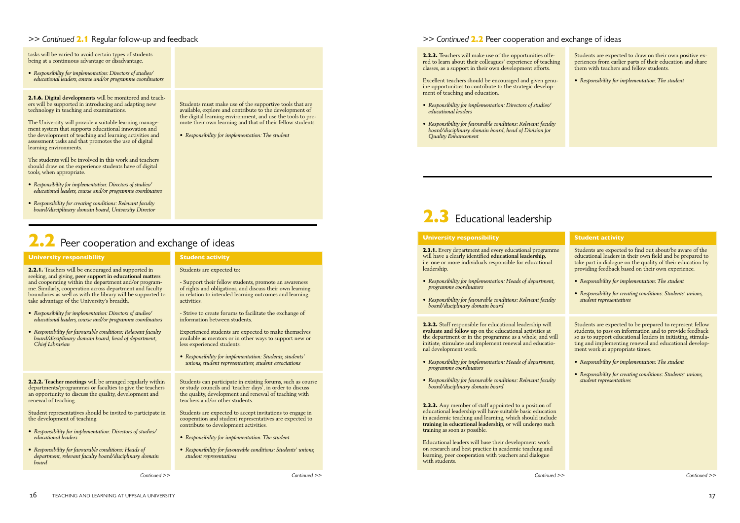## >> *Continued* 2.1 Regular follow-up and feedback

tasks will be varied to avoid certain types of students being at a continuous advantage or disadvantage.

- *Responsibility for implementation: Directors of studies/ educational leaders, course and/or programme coordinators*

**2.1.6. Digital developments** will be monitored and teachers will be supported in introducing and adapting new technology in teaching and examinations.

The University will provide a suitable learning management system that supports educational innovation and the development of teaching and learning activities and assessment tasks and that promotes the use of digital learning environments.

The students will be involved in this work and teachers should draw on the experience students have of digital tools, when appropriate.

- *Responsibility for implementation: Directors of studies/ educational leaders, course and/or programme coordinators*
- *Responsibility for creating conditions: Relevant faculty board/disciplinary domain board, University Director*

Students must make use of the supportive tools that are available, explore and contribute to the development of the digital learning environment, and use the tools to promote their own learning and that of their fellow students.

- *Responsibility for implementation: The student*

# 2.2 Peer cooperation and exchange of ideas

### University responsibility

**2.2.1.** Teachers will be encouraged and supported in seeking, and giving, **peer support in educational matters** and cooperating within the department and/or programme. Similarly, cooperation across department and faculty boundaries as well as with the library will be supported to take advantage of the University's breadth.

- *Responsibility for implementation: Directors of studies/ educational leaders, course and/or programme coordinators*
- *Responsibility for favourable conditions: Relevant faculty board/disciplinary domain board, head of department, Chief Librarian*

### Student activity

Students are expected to:

- Support their fellow students, promote an awareness of rights and obligations, and discuss their own learning in relation to intended learning outcomes and learning activities.

- Strive to create forums to facilitate the exchange of information between students.

Experienced students are expected to make themselves available as mentors or in other ways to support new or less experienced students.

- *Responsibility for implementation: Students, students' unions, student representatives, student associations*

### University responsibility

**2.2.2. Teacher meetings** will be arranged regularly within departments/programmes or faculties to give the teachers an opportunity to discuss the quality, development and renewal of teaching.

Student representatives should be invited to participate in the development of teaching.

- *Responsibility for implementation: Directors of studies/ educational leaders*
- *Responsibility for favourable conditions: Heads of department, relevant faculty board/disciplinary domain board*

### Student activity

Students can participate in existing forums, such as course or study councils and 'teacher days', in order to discuss the quality, development and renewal of teaching with teachers and/or other students.

Students are expected to accept invitations to engage in cooperation and student representatives are expected to contribute to development activities.

- *Responsibility for implementation: The student*
- *Responsibility for favourable conditions: Students' unions, student representatives*

*Continued >>*

## >> *Continued* 2.2 Peer cooperation and exchange of ideas

**2.2.3.** Teachers will make use of the opportunities offered to learn about their colleagues' experience of teaching classes, as a support in their own development efforts.

Excellent teachers should be encouraged and given genuine opportunities to contribute to the strategic development of teaching and education.

- *Responsibility for implementation: Directors of studies/ educational leaders*
- *Responsibility for favourable conditions: Relevant faculty board/disciplinary domain board, head of Division for Quality Enhancement*

Students are expected to draw on their own positive experiences from earlier parts of their education and share them with teachers and fellow students.

- *Responsibility for implementation: The student*

# 2.3 Educational leadership

### University responsibility

**2.3.1.** Every department and every educational programme will have a clearly identified **educational leadership,** i.e. one or more individuals responsible for educational leadership.

- *Responsibility for implementation: Heads of department, programme coordinators*
- *Responsibility for favourable conditions: Relevant faculty board/disciplinary domain board*

### Student activity

Students are expected to find out about/be aware of the educational leaders in their own field and be prepared to take part in dialogue on the quality of their education by providing feedback based on their own experience.

- *Responsibility for implementation: The student*
- *Responsibility for creating conditions: Students' unions, student representatives*

### University responsibility

**2.3.2.** Staff responsible for educational leadership will **evaluate and follow up** on the educational activities at the department or in the programme as a whole, and will initiate, stimulate and implement renewal and educational development work.

- *Responsibility for implementation: Heads of department, programme coordinators*
- *Responsibility for favourable conditions: Relevant faculty board/disciplinary domain board*

**2.3.3.** Any member of staff appointed to a position of educational leadership will have suitable basic education in academic teaching and learning, which should include **training in educational leadership,** or will undergo such training as soon as possible.

Educational leaders will base their development work on research and best practice in academic teaching and learning, peer cooperation with teachers and dialogue with students.

### Student activity

Students are expected to be prepared to represent fellow students, to pass on information and to provide feedback so as to support educational leaders in initiating, stimulating and implementing renewal and educational development work at appropriate times.

- *Responsibility for implementation: The student*
- *Responsibility for creating conditions: Students' unions, student representatives*

*Continued >>*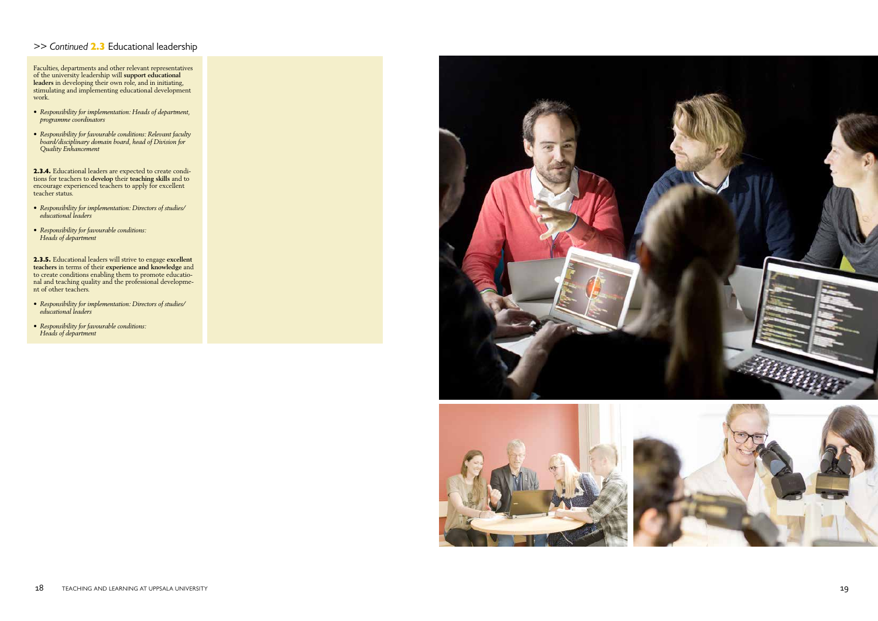## >> *Continued* 2.3 Educational leadership

Faculties, departments and other relevant representatives of the university leadership will **support educational leaders** in developing their own role, and in initiating, stimulating and implementing educational development work.

- *Responsibility for implementation: Heads of department, programme coordinators*
- *Responsibility for favourable conditions: Relevant faculty board/disciplinary domain board, head of Division for Quality Enhancement*

**2.3.4.** Educational leaders are expected to create conditions for teachers to **develop** their **teaching skills** and to encourage experienced teachers to apply for excellent teacher status.

- *Responsibility for implementation: Directors of studies/ educational leaders*
- *Responsibility for favourable conditions: Heads of department*

**2.3.5.** Educational leaders will strive to engage **excellent teachers** in terms of their **experience and knowledge** and to create conditions enabling them to promote educational and teaching quality and the professional development of other teachers.

- *Responsibility for implementation: Directors of studies/ educational leaders*
- *Responsibility for favourable conditions: Heads of department*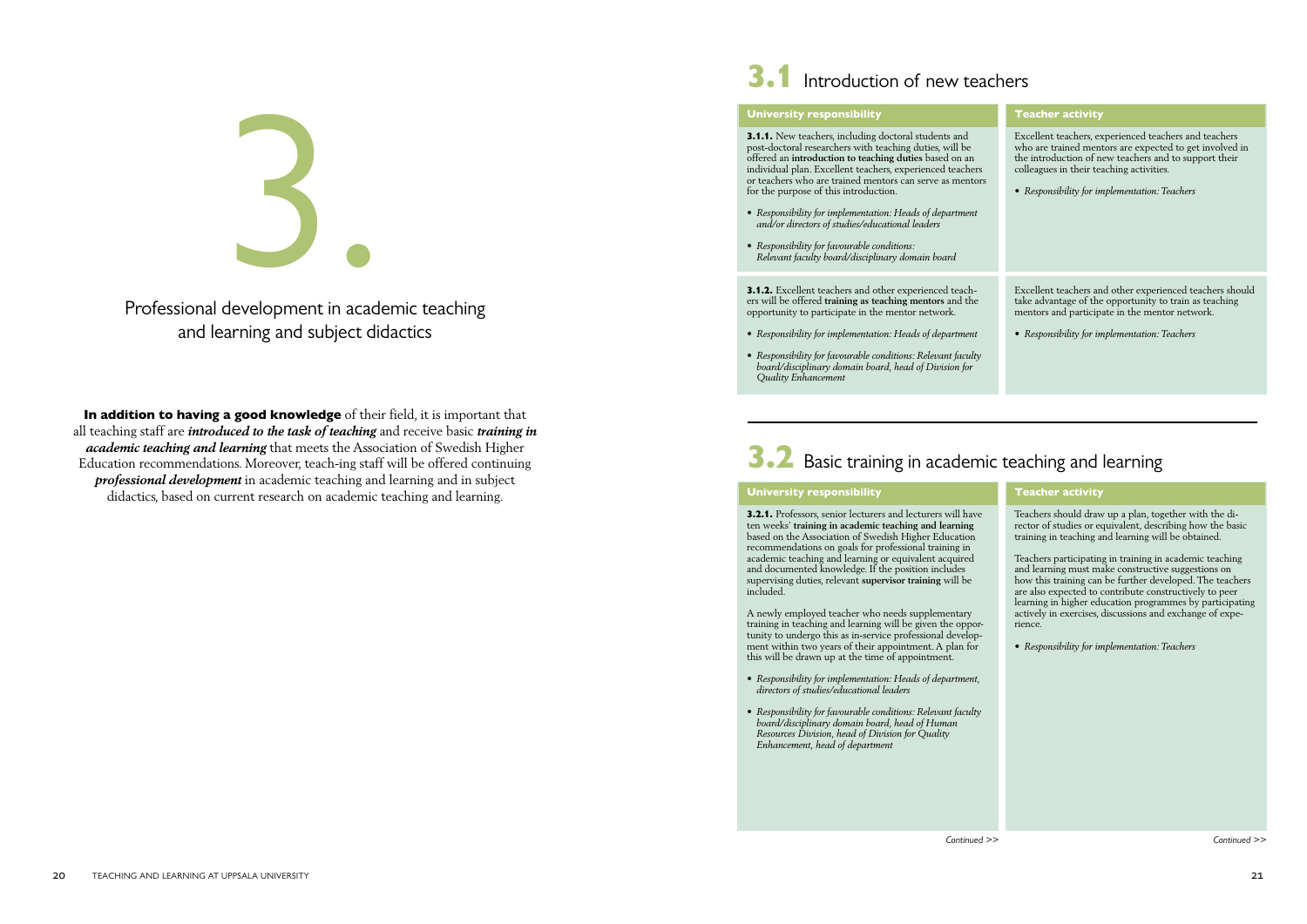# 3.

## Professional development in academic teaching and learning and subject didactics

**In addition to having a good knowledge** of their field, it is important that all teaching staff are ***introduced to the task of teaching*** and receive basic ***training in academic teaching and learning*** that meets the Association of Swedish Higher Education recommendations. Moreover, teach-ing staff will be offered continuing ***professional development*** in academic teaching and learning and in subject didactics, based on current research on academic teaching and learning.

## 3.1 Introduction of new teachers

| University responsibility | Teacher activity |
|---|---|
| **3.1.1.** New teachers, including doctoral students and post-doctoral researchers with teaching duties, will be offered an **introduction to teaching duties** based on an individual plan. Excellent teachers, experienced teachers or teachers who are trained mentors can serve as mentors for the purpose of this introduction.<br><br>• *Responsibility for implementation: Heads of department and/or directors of studies/educational leaders*<br><br>• *Responsibility for favourable conditions: Relevant faculty board/disciplinary domain board* | Excellent teachers, experienced teachers and teachers who are trained mentors are expected to get involved in the introduction of new teachers and to support their colleagues in their teaching activities.<br><br>• *Responsibility for implementation: Teachers* |
| **3.1.2.** Excellent teachers and other experienced teach-ers will be offered **training as teaching mentors** and the opportunity to participate in the mentor network.<br><br>• *Responsibility for implementation: Heads of department*<br><br>• *Responsibility for favourable conditions: Relevant faculty board/disciplinary domain board, head of Division for Quality Enhancement* | Excellent teachers and other experienced teachers should take advantage of the opportunity to train as teaching mentors and participate in the mentor network.<br><br>• *Responsibility for implementation: Teachers* |

## 3.2 Basic training in academic teaching and learning

| University responsibility | Teacher activity |
|---|---|
| **3.2.1.** Professors, senior lecturers and lecturers will have ten weeks' **training in academic teaching and learning** based on the Association of Swedish Higher Education recommendations on goals for professional training in academic teaching and learning or equivalent acquired and documented knowledge. If the position includes supervising duties, relevant **supervisor training** will be included.<br><br>A newly employed teacher who needs supplementary training in teaching and learning will be given the oppor-tunity to undergo this as in-service professional develop-ment within two years of their appointment. A plan for this will be drawn up at the time of appointment.<br><br>• *Responsibility for implementation: Heads of department, directors of studies/educational leaders*<br><br>• *Responsibility for favourable conditions: Relevant faculty board/disciplinary domain board, head of Human Resources Division, head of Division for Quality Enhancement, head of department* | Teachers should draw up a plan, together with the di-rector of studies or equivalent, describing how the basic training in teaching and learning will be obtained.<br><br>Teachers participating in training in academic teaching and learning must make constructive suggestions on how this training can be further developed. The teachers are also expected to contribute constructively to peer learning in higher education programmes by participating actively in exercises, discussions and exchange of expe-rience.<br><br>• *Responsibility for implementation: Teachers* |

*Continued >>*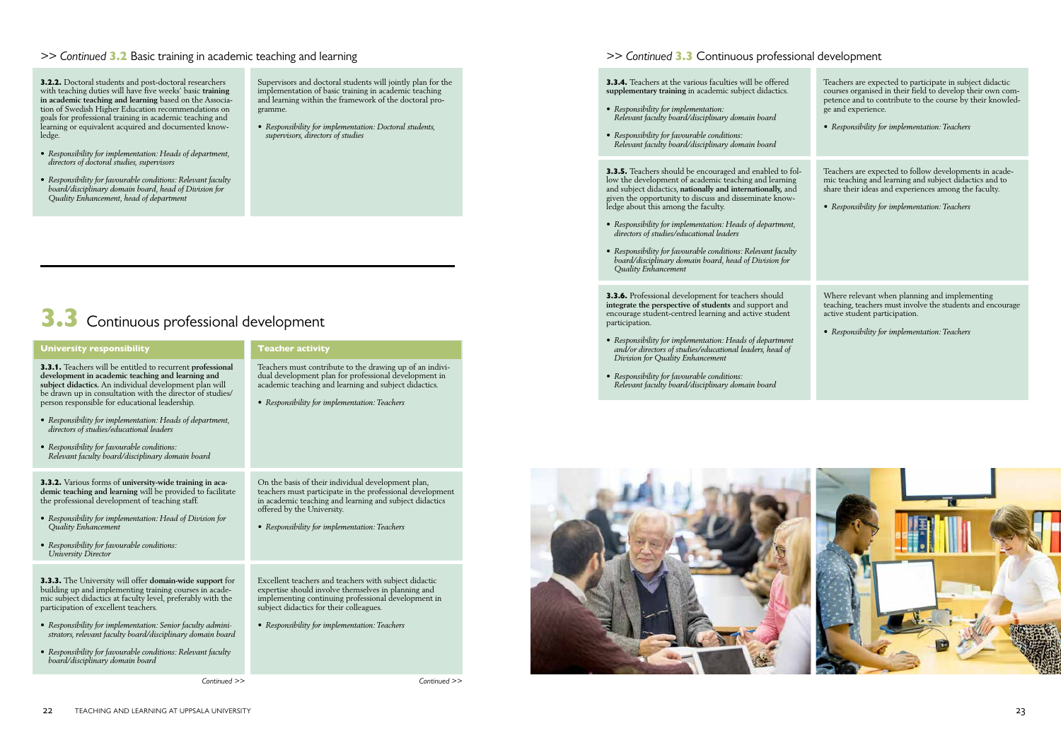>> *Continued* **3.2** Basic training in academic teaching and learning

**3.2.2.** Doctoral students and post-doctoral researchers with teaching duties will have five weeks' basic **training in academic teaching and learning** based on the Association of Swedish Higher Education recommendations on goals for professional training in academic teaching and learning or equivalent acquired and documented knowledge.

- *Responsibility for implementation: Heads of department, directors of doctoral studies, supervisors*
- *Responsibility for favourable conditions: Relevant faculty board/disciplinary domain board, head of Division for Quality Enhancement, head of department*

Supervisors and doctoral students will jointly plan for the implementation of basic training in academic teaching and learning within the framework of the doctoral programme.

- *Responsibility for implementation: Doctoral students, supervisors, directors of studies*

# 3.3 Continuous professional development

| University responsibility | Teacher activity |
|---|---|
| **3.3.1.** Teachers will be entitled to recurrent **professional development in academic teaching and learning and subject didactics.** An individual development plan will be drawn up in consultation with the director of studies/person responsible for educational leadership.<br>• *Responsibility for implementation: Heads of department, directors of studies/educational leaders*<br>• *Responsibility for favourable conditions: Relevant faculty board/disciplinary domain board* | Teachers must contribute to the drawing up of an individual development plan for professional development in academic teaching and learning and subject didactics.<br>• *Responsibility for implementation: Teachers* |
| **3.3.2.** Various forms of **university-wide training in academic teaching and learning** will be provided to facilitate the professional development of teaching staff.<br>• *Responsibility for implementation: Head of Division for Quality Enhancement*<br>• *Responsibility for favourable conditions: University Director* | On the basis of their individual development plan, teachers must participate in the professional development in academic teaching and learning and subject didactics offered by the University.<br>• *Responsibility for implementation: Teachers* |
| **3.3.3.** The University will offer **domain-wide support** for building up and implementing training courses in academic subject didactics at faculty level, preferably with the participation of excellent teachers.<br>• *Responsibility for implementation: Senior faculty administrators, relevant faculty board/disciplinary domain board*<br>• *Responsibility for favourable conditions: Relevant faculty board/disciplinary domain board* | Excellent teachers and teachers with subject didactic expertise should involve themselves in planning and implementing continuing professional development in subject didactics for their colleagues.<br>• *Responsibility for implementation: Teachers* |

>> *Continued* **3.3** Continuous professional development

| University responsibility | Teacher activity |
|---|---|
| **3.3.4.** Teachers at the various faculties will be offered **supplementary training** in academic subject didactics.<br>• *Responsibility for implementation: Relevant faculty board/disciplinary domain board*<br>• *Responsibility for favourable conditions: Relevant faculty board/disciplinary domain board* | Teachers are expected to participate in subject didactic courses organised in their field to develop their own competence and to contribute to the course by their knowledge and experience.<br>• *Responsibility for implementation: Teachers* |
| **3.3.5.** Teachers should be encouraged and enabled to follow the development of academic teaching and learning and subject didactics, **nationally and internationally,** and given the opportunity to discuss and disseminate knowledge about this among the faculty.<br>• *Responsibility for implementation: Heads of department, directors of studies/educational leaders*<br>• *Responsibility for favourable conditions: Relevant faculty board/disciplinary domain board, head of Division for Quality Enhancement* | Teachers are expected to follow developments in academic teaching and learning and subject didactics and to share their ideas and experiences among the faculty.<br>• *Responsibility for implementation: Teachers* |
| **3.3.6.** Professional development for teachers should **integrate the perspective of students** and support and encourage student-centred learning and active student participation.<br>• *Responsibility for implementation: Heads of department and/or directors of studies/educational leaders, head of Division for Quality Enhancement*<br>• *Responsibility for favourable conditions: Relevant faculty board/disciplinary domain board* | Where relevant when planning and implementing teaching, teachers must involve the students and encourage active student participation.<br>• *Responsibility for implementation: Teachers* |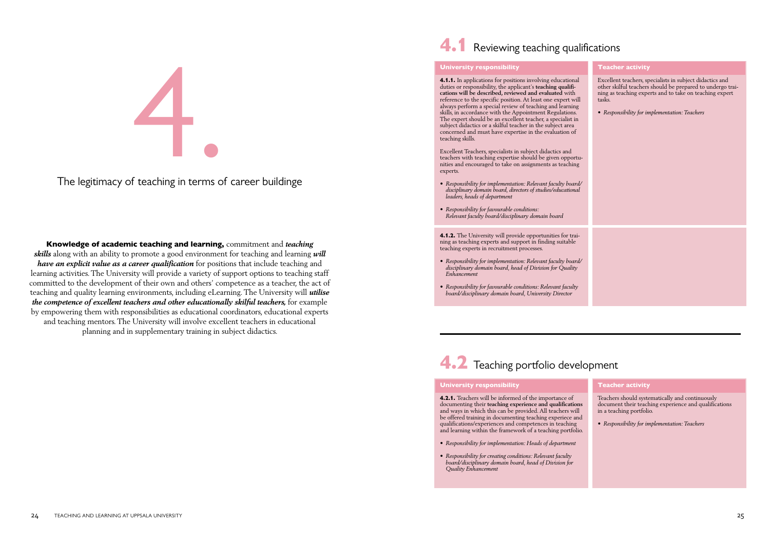# 4. The legitimacy of teaching in terms of career buildinge

**Knowledge of academic teaching and learning,** commitment and ***teaching skills*** along with an ability to promote a good environment for teaching and learning ***will have an explicit value as a career qualification*** for positions that include teaching and learning activities. The University will provide a variety of support options to teaching staff committed to the development of their own and others' competence as a teacher, the act of teaching and quality learning environments, including eLearning. The University will ***utilise the competence of excellent teachers and other educationally skilful teachers,*** for example by empowering them with responsibilities as educational coordinators, educational experts and teaching mentors. The University will involve excellent teachers in educational planning and in supplementary training in subject didactics.

## 4.1 Reviewing teaching qualifications

| University responsibility | Teacher activity |
|---|---|
| **4.1.1.** In applications for positions involving educational duties or responsibility, the applicant's **teaching qualifications will be described, reviewed and evaluated** with reference to the specific position. At least one expert will always perform a special review of teaching and learning skills, in accordance with the Appointment Regulations. The expert should be an excellent teacher, a specialist in subject didactics or a skilful teacher in the subject area concerned and must have expertise in the evaluation of teaching skills.<br><br>Excellent Teachers, specialists in subject didactics and teachers with teaching expertise should be given opportunities and encouraged to take on assignments as teaching experts.<br><br>• *Responsibility for implementation: Relevant faculty board/disciplinary domain board, directors of studies/educational leaders, heads of department*<br><br>• *Responsibility for favourable conditions: Relevant faculty board/disciplinary domain board* | Excellent teachers, specialists in subject didactics and other skilful teachers should be prepared to undergo training as teaching experts and to take on teaching expert tasks.<br><br>• *Responsibility for implementation: Teachers* |
| **4.1.2.** The University will provide opportunities for training as teaching experts and support in finding suitable teaching experts in recruitment processes.<br><br>• *Responsibility for implementation: Relevant faculty board/disciplinary domain board, head of Division for Quality Enhancement*<br><br>• *Responsibility for favourable conditions: Relevant faculty board/disciplinary domain board, University Director* | |

## 4.2 Teaching portfolio development

| University responsibility | Teacher activity |
|---|---|
| **4.2.1.** Teachers will be informed of the importance of documenting their **teaching experience and qualifications** and ways in which this can be provided. All teachers will be offered training in documenting teaching experiece and qualifications/experiences and competences in teaching and learning within the framework of a teaching portfolio.<br><br>• *Responsibility for implementation: Heads of department*<br><br>• *Responsibility for creating conditions: Relevant faculty board/disciplinary domain board, head of Division for Quality Enhancement* | Teachers should systematically and continuously document their teaching experience and qualifications in a teaching portfolio.<br><br>• *Responsibility for implementation: Teachers* |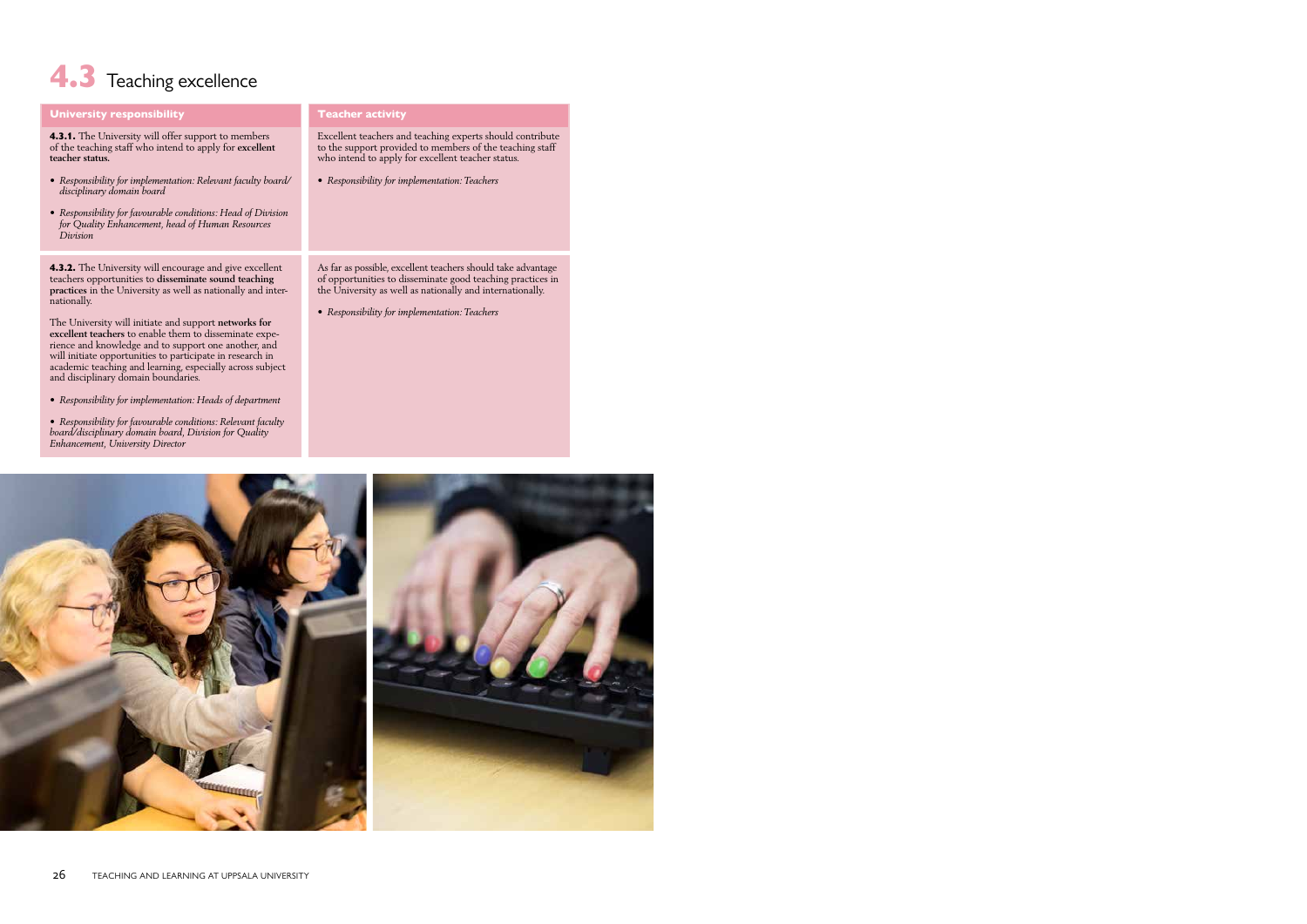# 4.3 Teaching excellence

| University responsibility | Teacher activity |
| --- | --- |
| **4.3.1.** The University will offer support to members of the teaching staff who intend to apply for **excellent teacher status.**<br><br>• *Responsibility for implementation: Relevant faculty board/ disciplinary domain board*<br><br>• *Responsibility for favourable conditions: Head of Division for Quality Enhancement, head of Human Resources Division* | Excellent teachers and teaching experts should contribute to the support provided to members of the teaching staff who intend to apply for excellent teacher status.<br><br>• *Responsibility for implementation: Teachers* |
| **4.3.2.** The University will encourage and give excellent teachers opportunities to **disseminate sound teaching practices** in the University as well as nationally and internationally.<br><br>The University will initiate and support **networks for excellent teachers** to enable them to disseminate experience and knowledge and to support one another, and will initiate opportunities to participate in research in academic teaching and learning, especially across subject and disciplinary domain boundaries.<br><br>• *Responsibility for implementation: Heads of department*<br><br>• *Responsibility for favourable conditions: Relevant faculty board/disciplinary domain board, Division for Quality Enhancement, University Director* | As far as possible, excellent teachers should take advantage of opportunities to disseminate good teaching practices in the University as well as nationally and internationally.<br><br>• *Responsibility for implementation: Teachers* |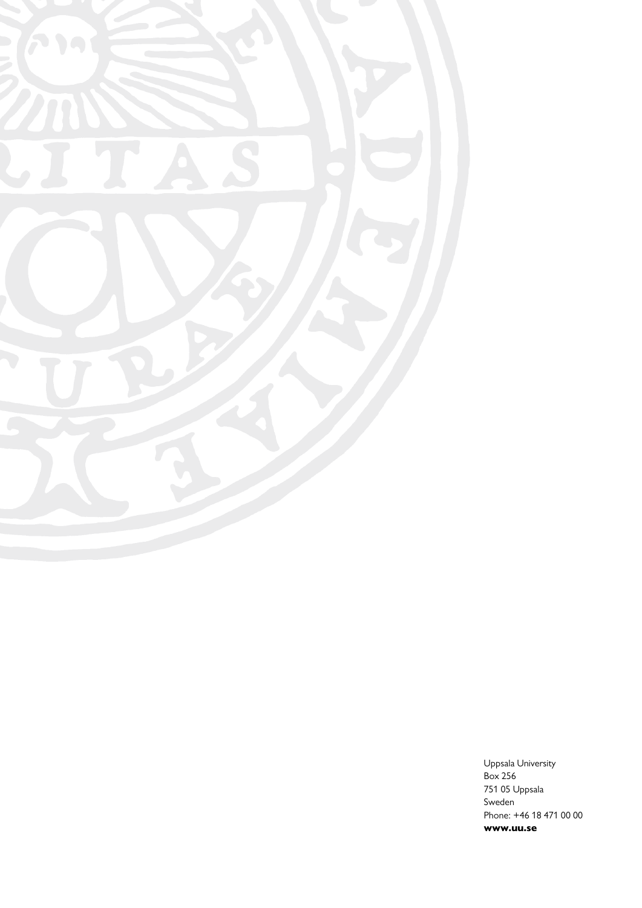Uppsala University
Box 256
751 05 Uppsala
Sweden
Phone: +46 18 471 00 00
**www.uu.se**